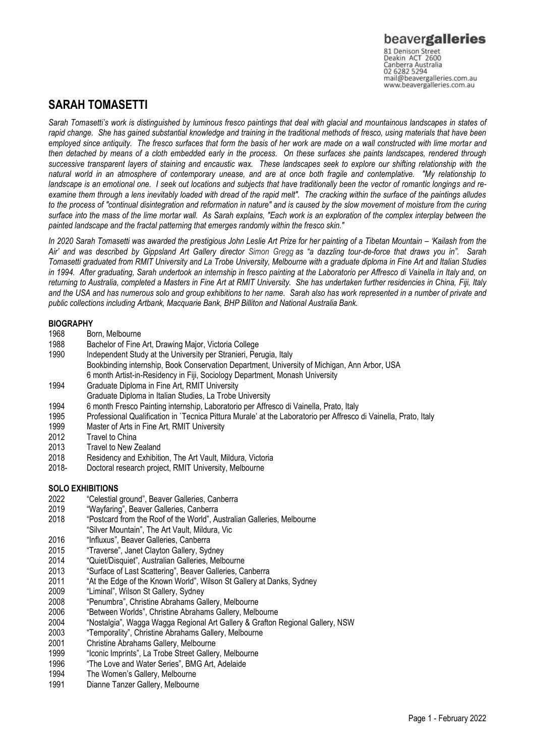beavergalleries
81 Denison Street
Deakin ACT 2600
Canberra Australia
02 6282 5294
mail@beavergalleries.com.au
www.beavergalleries.com.au

# SARAH TOMASETTI

*Sarah Tomasetti's work is distinguished by luminous fresco paintings that deal with glacial and mountainous landscapes in states of rapid change. She has gained substantial knowledge and training in the traditional methods of fresco, using materials that have been employed since antiquity. The fresco surfaces that form the basis of her work are made on a wall constructed with lime mortar and then detached by means of a cloth embedded early in the process. On these surfaces she paints landscapes, rendered through successive transparent layers of staining and encaustic wax. These landscapes seek to explore our shifting relationship with the natural world in an atmosphere of contemporary unease, and are at once both fragile and contemplative. "My relationship to landscape is an emotional one. I seek out locations and subjects that have traditionally been the vector of romantic longings and re-examine them through a lens inevitably loaded with dread of the rapid melt". The cracking within the surface of the paintings alludes to the process of "continual disintegration and reformation in nature" and is caused by the slow movement of moisture from the curing surface into the mass of the lime mortar wall. As Sarah explains, "Each work is an exploration of the complex interplay between the painted landscape and the fractal patterning that emerges randomly within the fresco skin."*

*In 2020 Sarah Tomasetti was awarded the prestigious John Leslie Art Prize for her painting of a Tibetan Mountain – 'Kailash from the Air' and was described by Gippsland Art Gallery director Simon Gregg as "a dazzling tour-de-force that draws you in". Sarah Tomasetti graduated from RMIT University and La Trobe University, Melbourne with a graduate diploma in Fine Art and Italian Studies in 1994. After graduating, Sarah undertook an internship in fresco painting at the Laboratorio per Affresco di Vainella in Italy and, on returning to Australia, completed a Masters in Fine Art at RMIT University. She has undertaken further residencies in China, Fiji, Italy and the USA and has numerous solo and group exhibitions to her name. Sarah also has work represented in a number of private and public collections including Artbank, Macquarie Bank, BHP Billiton and National Australia Bank.*

## BIOGRAPHY

1968 Born, Melbourne
1988 Bachelor of Fine Art, Drawing Major, Victoria College
1990 Independent Study at the University per Stranieri, Perugia, Italy
Bookbinding internship, Book Conservation Department, University of Michigan, Ann Arbor, USA
6 month Artist-in-Residency in Fiji, Sociology Department, Monash University
1994 Graduate Diploma in Fine Art, RMIT University
Graduate Diploma in Italian Studies, La Trobe University
1994 6 month Fresco Painting internship, Laboratorio per Affresco di Vainella, Prato, Italy
1995 Professional Qualification in `Tecnica Pittura Murale' at the Laboratorio per Affresco di Vainella, Prato, Italy
1999 Master of Arts in Fine Art, RMIT University
2012 Travel to China
2013 Travel to New Zealand
2018 Residency and Exhibition, The Art Vault, Mildura, Victoria
2018- Doctoral research project, RMIT University, Melbourne

## SOLO EXHIBITIONS

2022 "Celestial ground", Beaver Galleries, Canberra
2019 "Wayfaring", Beaver Galleries, Canberra
2018 "Postcard from the Roof of the World", Australian Galleries, Melbourne
"Silver Mountain", The Art Vault, Mildura, Vic
2016 "Influxus", Beaver Galleries, Canberra
2015 "Traverse", Janet Clayton Gallery, Sydney
2014 "Quiet/Disquiet", Australian Galleries, Melbourne
2013 "Surface of Last Scattering", Beaver Galleries, Canberra
2011 "At the Edge of the Known World", Wilson St Gallery at Danks, Sydney
2009 "Liminal", Wilson St Gallery, Sydney
2008 "Penumbra", Christine Abrahams Gallery, Melbourne
2006 "Between Worlds", Christine Abrahams Gallery, Melbourne
2004 "Nostalgia", Wagga Wagga Regional Art Gallery & Grafton Regional Gallery, NSW
2003 "Temporality", Christine Abrahams Gallery, Melbourne
2001 Christine Abrahams Gallery, Melbourne
1999 "Iconic Imprints", La Trobe Street Gallery, Melbourne
1996 "The Love and Water Series", BMG Art, Adelaide
1994 The Women's Gallery, Melbourne
1991 Dianne Tanzer Gallery, Melbourne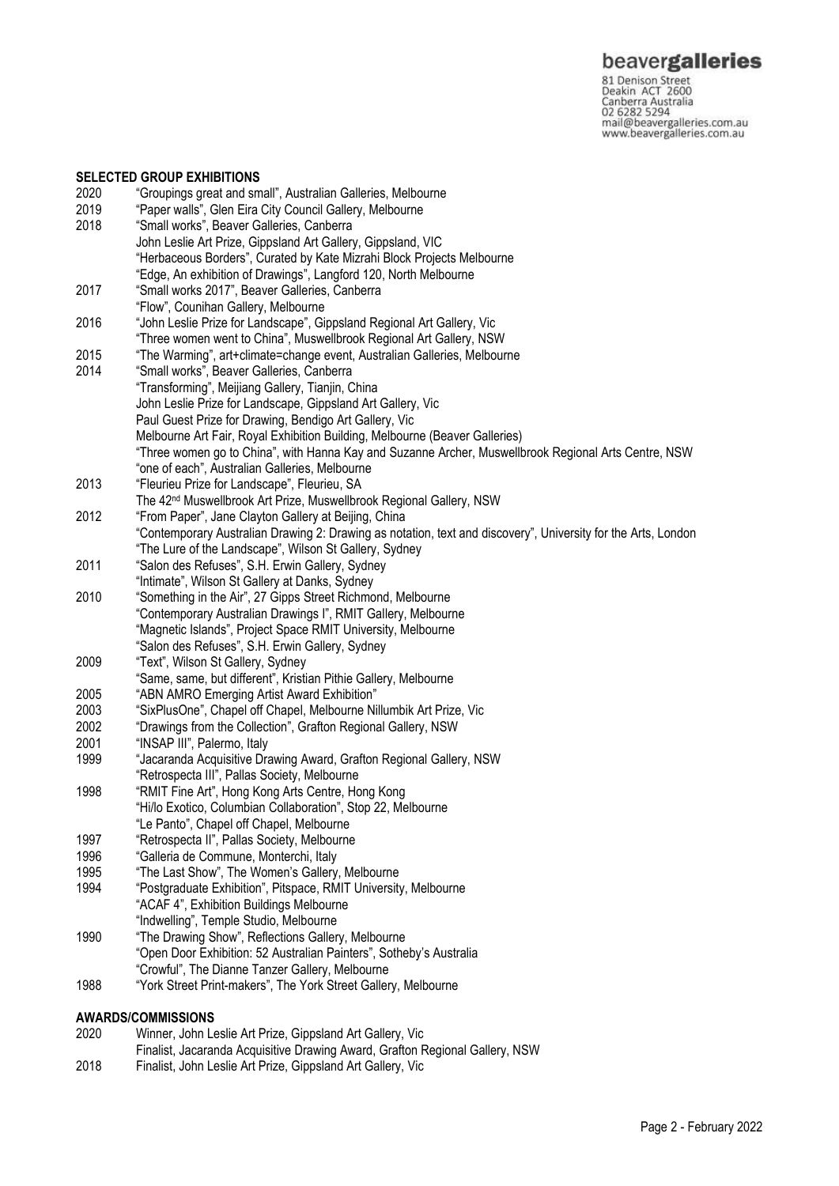## SELECTED GROUP EXHIBITIONS

2020 "Groupings great and small", Australian Galleries, Melbourne

2019 "Paper walls", Glen Eira City Council Gallery, Melbourne

2018 "Small works", Beaver Galleries, Canberra
John Leslie Art Prize, Gippsland Art Gallery, Gippsland, VIC
"Herbaceous Borders", Curated by Kate Mizrahi Block Projects Melbourne
"Edge, An exhibition of Drawings", Langford 120, North Melbourne

2017 "Small works 2017", Beaver Galleries, Canberra
"Flow", Counihan Gallery, Melbourne

2016 "John Leslie Prize for Landscape", Gippsland Regional Art Gallery, Vic
"Three women went to China", Muswellbrook Regional Art Gallery, NSW

2015 "The Warming", art+climate=change event, Australian Galleries, Melbourne

2014 "Small works", Beaver Galleries, Canberra
"Transforming", Meijiang Gallery, Tianjin, China
John Leslie Prize for Landscape, Gippsland Art Gallery, Vic
Paul Guest Prize for Drawing, Bendigo Art Gallery, Vic
Melbourne Art Fair, Royal Exhibition Building, Melbourne (Beaver Galleries)
"Three women go to China", with Hanna Kay and Suzanne Archer, Muswellbrook Regional Arts Centre, NSW
"one of each", Australian Galleries, Melbourne

2013 "Fleurieu Prize for Landscape", Fleurieu, SA
The 42nd Muswellbrook Art Prize, Muswellbrook Regional Gallery, NSW

2012 "From Paper", Jane Clayton Gallery at Beijing, China
"Contemporary Australian Drawing 2: Drawing as notation, text and discovery", University for the Arts, London
"The Lure of the Landscape", Wilson St Gallery, Sydney

2011 "Salon des Refuses", S.H. Erwin Gallery, Sydney
"Intimate", Wilson St Gallery at Danks, Sydney

2010 "Something in the Air", 27 Gipps Street Richmond, Melbourne
"Contemporary Australian Drawings I", RMIT Gallery, Melbourne
"Magnetic Islands", Project Space RMIT University, Melbourne
"Salon des Refuses", S.H. Erwin Gallery, Sydney

2009 "Text", Wilson St Gallery, Sydney
"Same, same, but different", Kristian Pithie Gallery, Melbourne

2005 "ABN AMRO Emerging Artist Award Exhibition"

2003 "SixPlusOne", Chapel off Chapel, Melbourne Nillumbik Art Prize, Vic

2002 "Drawings from the Collection", Grafton Regional Gallery, NSW

2001 "INSAP III", Palermo, Italy

1999 "Jacaranda Acquisitive Drawing Award, Grafton Regional Gallery, NSW
"Retrospecta III", Pallas Society, Melbourne

1998 "RMIT Fine Art", Hong Kong Arts Centre, Hong Kong
"Hi/lo Exotico, Columbian Collaboration", Stop 22, Melbourne
"Le Panto", Chapel off Chapel, Melbourne

1997 "Retrospecta II", Pallas Society, Melbourne

1996 "Galleria de Commune, Monterchi, Italy

1995 "The Last Show", The Women's Gallery, Melbourne

1994 "Postgraduate Exhibition", Pitspace, RMIT University, Melbourne
"ACAF 4", Exhibition Buildings Melbourne
"Indwelling", Temple Studio, Melbourne

1990 "The Drawing Show", Reflections Gallery, Melbourne
"Open Door Exhibition: 52 Australian Painters", Sotheby's Australia
"Crowful", The Dianne Tanzer Gallery, Melbourne

1988 "York Street Print-makers", The York Street Gallery, Melbourne

## AWARDS/COMMISSIONS

2020 Winner, John Leslie Art Prize, Gippsland Art Gallery, Vic
Finalist, Jacaranda Acquisitive Drawing Award, Grafton Regional Gallery, NSW

2018 Finalist, John Leslie Art Prize, Gippsland Art Gallery, Vic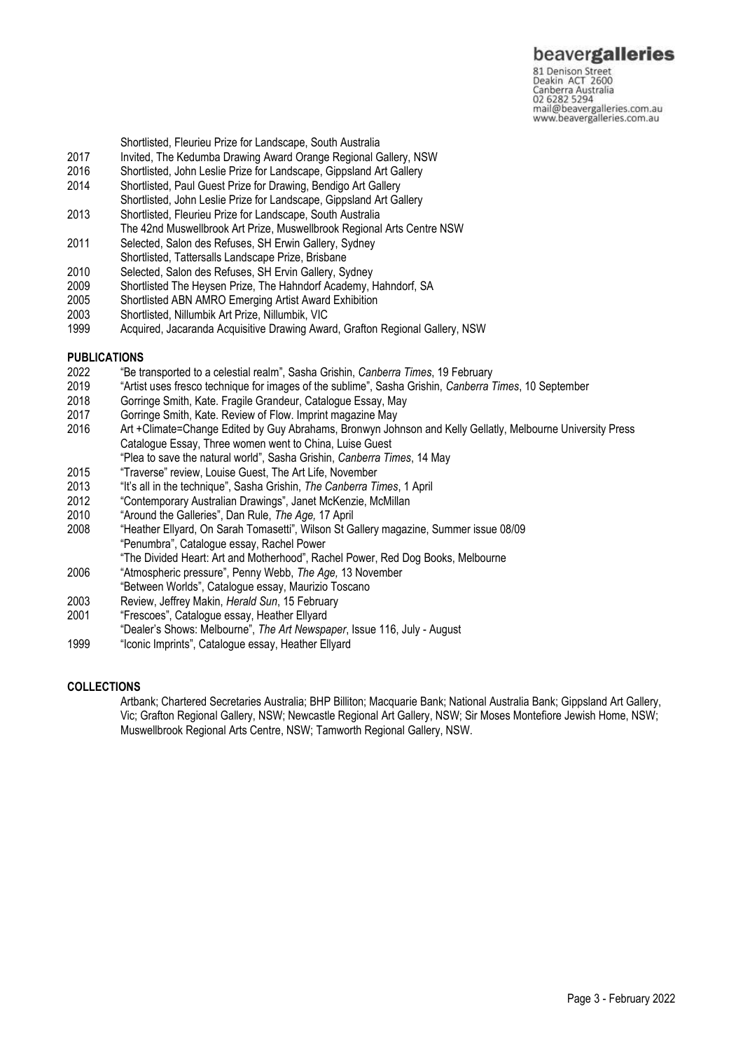| | |
|---|---|
| | Shortlisted, Fleurieu Prize for Landscape, South Australia |
| 2017 | Invited, The Kedumba Drawing Award Orange Regional Gallery, NSW |
| 2016 | Shortlisted, John Leslie Prize for Landscape, Gippsland Art Gallery |
| 2014 | Shortlisted, Paul Guest Prize for Drawing, Bendigo Art Gallery |
| | Shortlisted, John Leslie Prize for Landscape, Gippsland Art Gallery |
| 2013 | Shortlisted, Fleurieu Prize for Landscape, South Australia |
| | The 42nd Muswellbrook Art Prize, Muswellbrook Regional Arts Centre NSW |
| 2011 | Selected, Salon des Refuses, SH Erwin Gallery, Sydney |
| | Shortlisted, Tattersalls Landscape Prize, Brisbane |
| 2010 | Selected, Salon des Refuses, SH Ervin Gallery, Sydney |
| 2009 | Shortlisted The Heysen Prize, The Hahndorf Academy, Hahndorf, SA |
| 2005 | Shortlisted ABN AMRO Emerging Artist Award Exhibition |
| 2003 | Shortlisted, Nillumbik Art Prize, Nillumbik, VIC |
| 1999 | Acquired, Jacaranda Acquisitive Drawing Award, Grafton Regional Gallery, NSW |

## PUBLICATIONS

| | |
|---|---|
| 2022 | "Be transported to a celestial realm", Sasha Grishin, *Canberra Times*, 19 February |
| 2019 | "Artist uses fresco technique for images of the sublime", Sasha Grishin, *Canberra Times*, 10 September |
| 2018 | Gorringe Smith, Kate. Fragile Grandeur, Catalogue Essay, May |
| 2017 | Gorringe Smith, Kate. Review of Flow. Imprint magazine May |
| 2016 | Art +Climate=Change Edited by Guy Abrahams, Bronwyn Johnson and Kelly Gellatly, Melbourne University Press |
| | Catalogue Essay, Three women went to China, Luise Guest |
| | "Plea to save the natural world", Sasha Grishin, *Canberra Times*, 14 May |
| 2015 | "Traverse" review, Louise Guest, The Art Life, November |
| 2013 | "It's all in the technique", Sasha Grishin, *The Canberra Times*, 1 April |
| 2012 | "Contemporary Australian Drawings", Janet McKenzie, McMillan |
| 2010 | "Around the Galleries", Dan Rule, *The Age,* 17 April |
| 2008 | "Heather Ellyard, On Sarah Tomasetti", Wilson St Gallery magazine, Summer issue 08/09 |
| | "Penumbra", Catalogue essay, Rachel Power |
| | "The Divided Heart: Art and Motherhood", Rachel Power, Red Dog Books, Melbourne |
| 2006 | "Atmospheric pressure", Penny Webb, *The Age,* 13 November |
| | "Between Worlds", Catalogue essay, Maurizio Toscano |
| 2003 | Review, Jeffrey Makin, *Herald Sun*, 15 February |
| 2001 | "Frescoes", Catalogue essay, Heather Ellyard |
| | "Dealer's Shows: Melbourne", *The Art Newspaper*, Issue 116, July - August |
| 1999 | "Iconic Imprints", Catalogue essay, Heather Ellyard |

## COLLECTIONS

Artbank; Chartered Secretaries Australia; BHP Billiton; Macquarie Bank; National Australia Bank; Gippsland Art Gallery, Vic; Grafton Regional Gallery, NSW; Newcastle Regional Art Gallery, NSW; Sir Moses Montefiore Jewish Home, NSW; Muswellbrook Regional Arts Centre, NSW; Tamworth Regional Gallery, NSW.